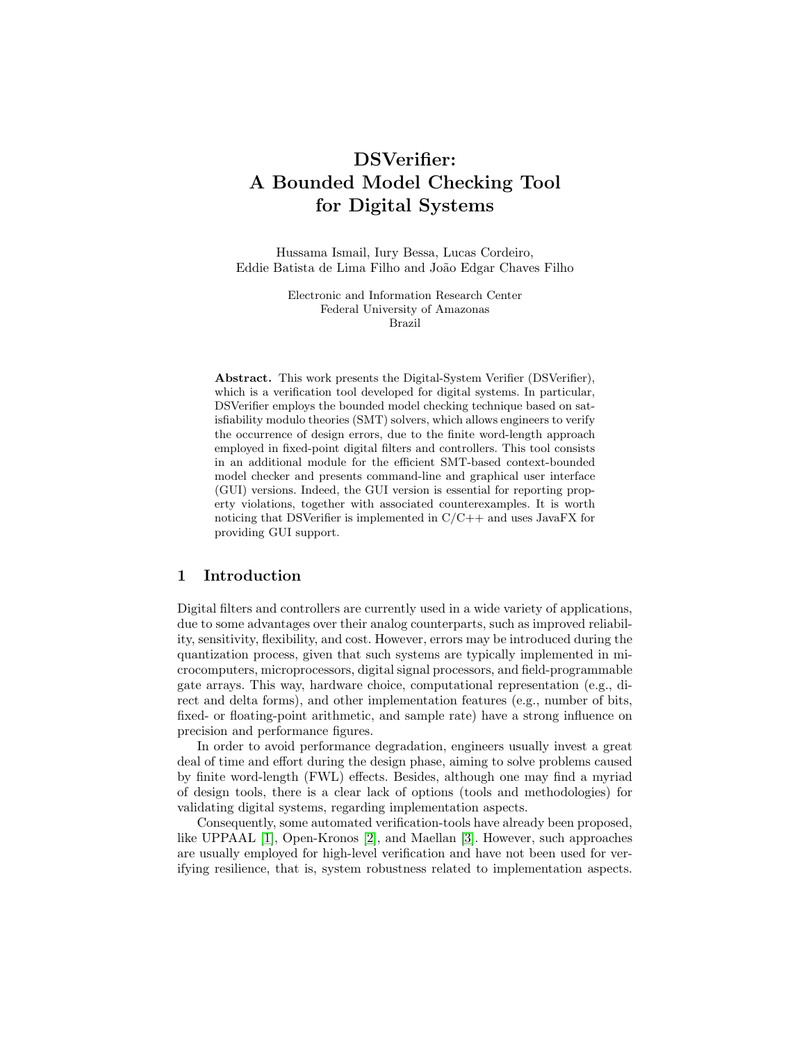# DSVerifier: A Bounded Model Checking Tool for Digital Systems

Hussama Ismail, Iury Bessa, Lucas Cordeiro, Eddie Batista de Lima Filho and João Edgar Chaves Filho

Electronic and Information Research Center
Federal University of Amazonas
Brazil

**Abstract.** This work presents the Digital-System Verifier (DSVerifier), which is a verification tool developed for digital systems. In particular, DSVerifier employs the bounded model checking technique based on satisfiability modulo theories (SMT) solvers, which allows engineers to verify the occurrence of design errors, due to the finite word-length approach employed in fixed-point digital filters and controllers. This tool consists in an additional module for the efficient SMT-based context-bounded model checker and presents command-line and graphical user interface (GUI) versions. Indeed, the GUI version is essential for reporting property violations, together with associated counterexamples. It is worth noticing that DSVerifier is implemented in C/C++ and uses JavaFX for providing GUI support.

## 1 Introduction

Digital filters and controllers are currently used in a wide variety of applications, due to some advantages over their analog counterparts, such as improved reliability, sensitivity, flexibility, and cost. However, errors may be introduced during the quantization process, given that such systems are typically implemented in microcomputers, microprocessors, digital signal processors, and field-programmable gate arrays. This way, hardware choice, computational representation (e.g., direct and delta forms), and other implementation features (e.g., number of bits, fixed- or floating-point arithmetic, and sample rate) have a strong influence on precision and performance figures.

In order to avoid performance degradation, engineers usually invest a great deal of time and effort during the design phase, aiming to solve problems caused by finite word-length (FWL) effects. Besides, although one may find a myriad of design tools, there is a clear lack of options (tools and methodologies) for validating digital systems, regarding implementation aspects.

Consequently, some automated verification-tools have already been proposed, like UPPAAL [1], Open-Kronos [2], and Maellan [3]. However, such approaches are usually employed for high-level verification and have not been used for verifying resilience, that is, system robustness related to implementation aspects.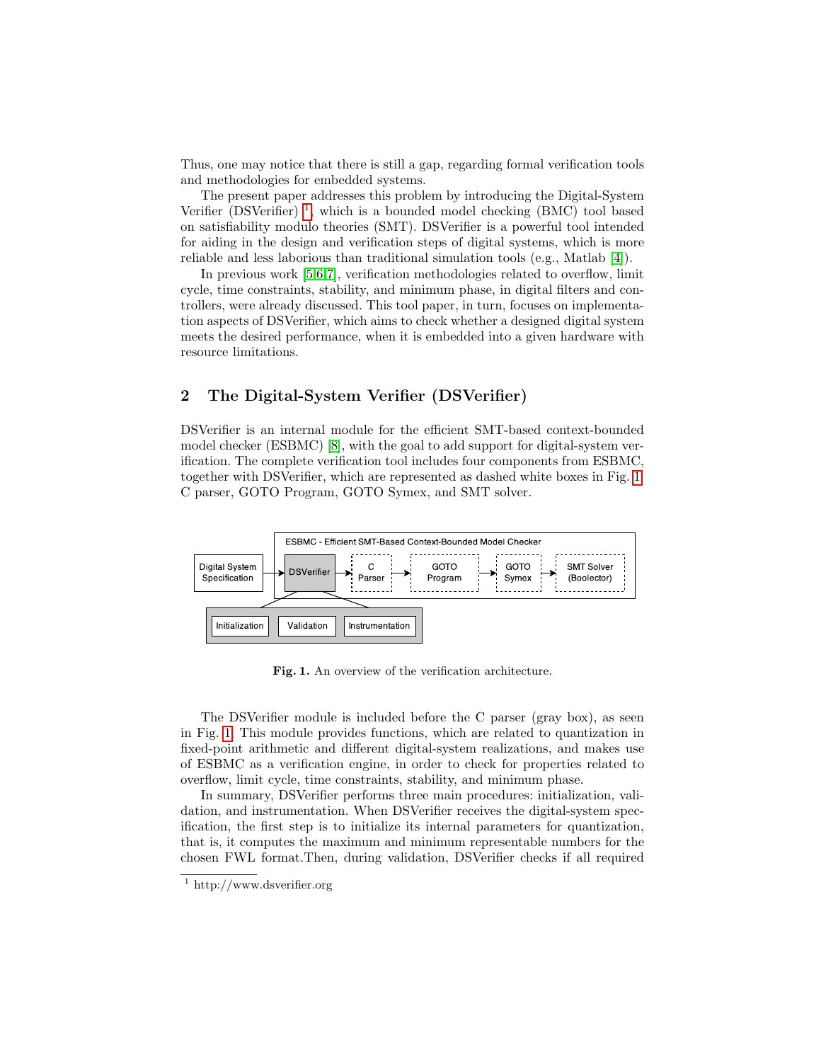Thus, one may notice that there is still a gap, regarding formal verification tools and methodologies for embedded systems.

The present paper addresses this problem by introducing the Digital-System Verifier (DSVerifier) [1], which is a bounded model checking (BMC) tool based on satisfiability modulo theories (SMT). DSVerifier is a powerful tool intended for aiding in the design and verification steps of digital systems, which is more reliable and less laborious than traditional simulation tools (e.g., Matlab [4]).

In previous work [5,6,7], verification methodologies related to overflow, limit cycle, time constraints, stability, and minimum phase, in digital filters and controllers, were already discussed. This tool paper, in turn, focuses on implementation aspects of DSVerifier, which aims to check whether a designed digital system meets the desired performance, when it is embedded into a given hardware with resource limitations.

## 2 The Digital-System Verifier (DSVerifier)

DSVerifier is an internal module for the efficient SMT-based context-bounded model checker (ESBMC) [8], with the goal to add support for digital-system verification. The complete verification tool includes four components from ESBMC, together with DSVerifier, which are represented as dashed white boxes in Fig. 1: C parser, GOTO Program, GOTO Symex, and SMT solver.

**Fig. 1.** An overview of the verification architecture.

The DSVerifier module is included before the C parser (gray box), as seen in Fig. 1. This module provides functions, which are related to quantization in fixed-point arithmetic and different digital-system realizations, and makes use of ESBMC as a verification engine, in order to check for properties related to overflow, limit cycle, time constraints, stability, and minimum phase.

In summary, DSVerifier performs three main procedures: initialization, validation, and instrumentation. When DSVerifier receives the digital-system specification, the first step is to initialize its internal parameters for quantization, that is, it computes the maximum and minimum representable numbers for the chosen FWL format.Then, during validation, DSVerifier checks if all required

[1] http://www.dsverifier.org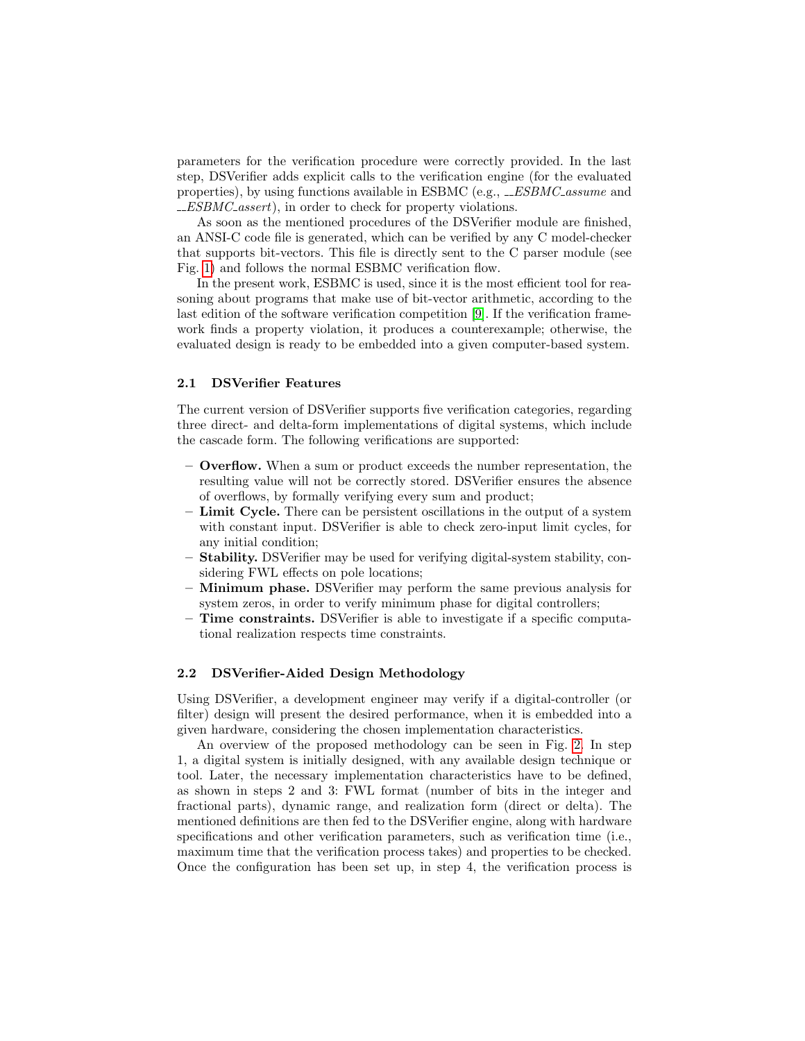parameters for the verification procedure were correctly provided. In the last step, DSVerifier adds explicit calls to the verification engine (for the evaluated properties), by using functions available in ESBMC (e.g., *__ESBMC_assume* and *__ESBMC_assert*), in order to check for property violations.

As soon as the mentioned procedures of the DSVerifier module are finished, an ANSI-C code file is generated, which can be verified by any C model-checker that supports bit-vectors. This file is directly sent to the C parser module (see Fig. 1) and follows the normal ESBMC verification flow.

In the present work, ESBMC is used, since it is the most efficient tool for reasoning about programs that make use of bit-vector arithmetic, according to the last edition of the software verification competition [9]. If the verification framework finds a property violation, it produces a counterexample; otherwise, the evaluated design is ready to be embedded into a given computer-based system.

### 2.1 DSVerifier Features

The current version of DSVerifier supports five verification categories, regarding three direct- and delta-form implementations of digital systems, which include the cascade form. The following verifications are supported:

- **Overflow.** When a sum or product exceeds the number representation, the resulting value will not be correctly stored. DSVerifier ensures the absence of overflows, by formally verifying every sum and product;
- **Limit Cycle.** There can be persistent oscillations in the output of a system with constant input. DSVerifier is able to check zero-input limit cycles, for any initial condition;
- **Stability.** DSVerifier may be used for verifying digital-system stability, considering FWL effects on pole locations;
- **Minimum phase.** DSVerifier may perform the same previous analysis for system zeros, in order to verify minimum phase for digital controllers;
- **Time constraints.** DSVerifier is able to investigate if a specific computational realization respects time constraints.

### 2.2 DSVerifier-Aided Design Methodology

Using DSVerifier, a development engineer may verify if a digital-controller (or filter) design will present the desired performance, when it is embedded into a given hardware, considering the chosen implementation characteristics.

An overview of the proposed methodology can be seen in Fig. 2. In step 1, a digital system is initially designed, with any available design technique or tool. Later, the necessary implementation characteristics have to be defined, as shown in steps 2 and 3: FWL format (number of bits in the integer and fractional parts), dynamic range, and realization form (direct or delta). The mentioned definitions are then fed to the DSVerifier engine, along with hardware specifications and other verification parameters, such as verification time (i.e., maximum time that the verification process takes) and properties to be checked. Once the configuration has been set up, in step 4, the verification process is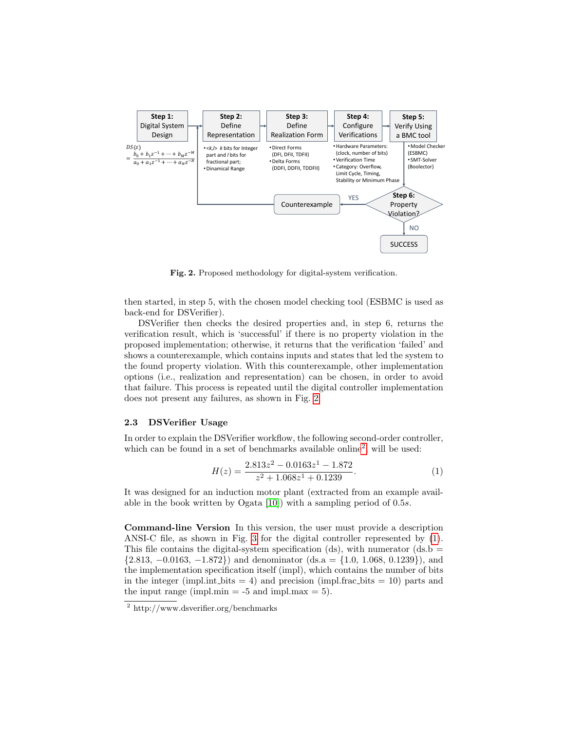**Fig. 2.** Proposed methodology for digital-system verification.

then started, in step 5, with the chosen model checking tool (ESBMC is used as back-end for DSVerifier).

DSVerifier then checks the desired properties and, in step 6, returns the verification result, which is 'successful' if there is no property violation in the proposed implementation; otherwise, it returns that the verification 'failed' and shows a counterexample, which contains inputs and states that led the system to the found property violation. With this counterexample, other implementation options (i.e., realization and representation) can be chosen, in order to avoid that failure. This process is repeated until the digital controller implementation does not present any failures, as shown in Fig. 2.

### 2.3 DSVerifier Usage

In order to explain the DSVerifier workflow, the following second-order controller, which can be found in a set of benchmarks available online[2], will be used:

$$H(z) = \frac{2.813z^2 - 0.0163z^1 - 1.872}{z^2 + 1.068z^1 + 0.1239}. \qquad (1)$$

It was designed for an induction motor plant (extracted from an example available in the book written by Ogata [10]) with a sampling period of $0.5s$.

**Command-line Version** In this version, the user must provide a description ANSI-C file, as shown in Fig. 3 for the digital controller represented by (1). This file contains the digital-system specification (ds), with numerator (ds.b = $\{2.813, -0.0163, -1.872\}$) and denominator (ds.a = $\{1.0, 1.068, 0.1239\}$), and the implementation specification itself (impl), which contains the number of bits in the integer (impl.int_bits = 4) and precision (impl.frac_bits = 10) parts and the input range (impl.min = -5 and impl.max = 5).

[2] http://www.dsverifier.org/benchmarks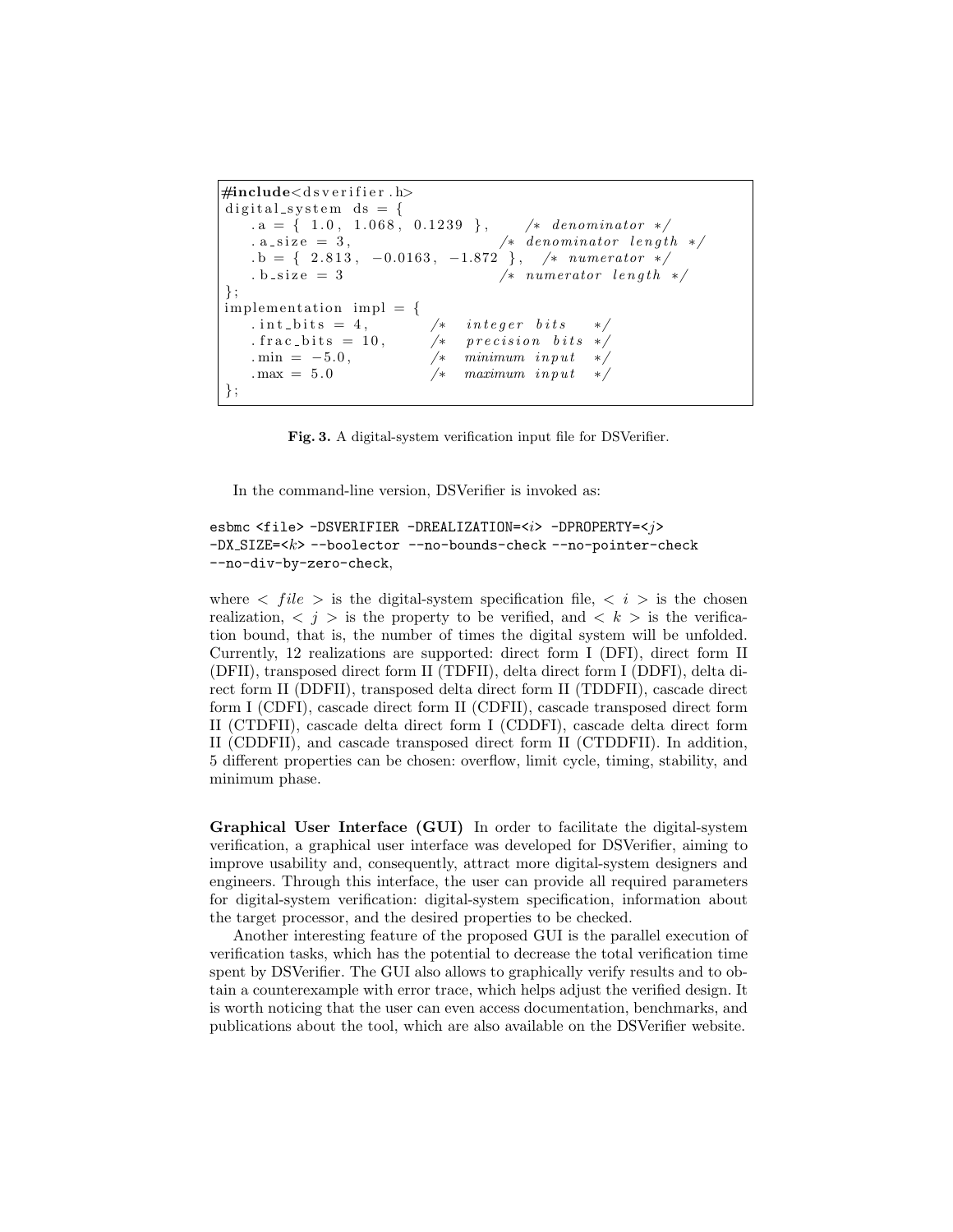```c
#include<dsverifier.h>
digital_system ds = {
    .a = { 1.0, 1.068, 0.1239 },      /* denominator */
    .a_size = 3,                      /* denominator length */
    .b = { 2.813, -0.0163, -1.872 },  /* numerator */
    .b_size = 3                       /* numerator length */
};
implementation impl = {
    .int_bits = 4,          /*  integer bits    */
    .frac_bits = 10,        /*  precision bits  */
    .min = -5.0,            /*  minimum input   */
    .max = 5.0              /*  maximum input   */
};
```

**Fig. 3.** A digital-system verification input file for DSVerifier.

In the command-line version, DSVerifier is invoked as:

esbmc <file> -DSVERIFIER -DREALIZATION=<*i*> -DPROPERTY=<*j*> -DX_SIZE=<*k*> --boolector --no-bounds-check --no-pointer-check --no-div-by-zero-check,

where $< file >$ is the digital-system specification file, $< i >$ is the chosen realization, $< j >$ is the property to be verified, and $< k >$ is the verification bound, that is, the number of times the digital system will be unfolded. Currently, 12 realizations are supported: direct form I (DFI), direct form II (DFII), transposed direct form II (TDFII), delta direct form I (DDFI), delta direct form II (DDFII), transposed delta direct form II (TDDFII), cascade direct form I (CDFI), cascade direct form II (CDFII), cascade transposed direct form II (CTDFII), cascade delta direct form I (CDDFI), cascade delta direct form II (CDDFII), and cascade transposed direct form II (CTDDFII). In addition, 5 different properties can be chosen: overflow, limit cycle, timing, stability, and minimum phase.

**Graphical User Interface (GUI)** In order to facilitate the digital-system verification, a graphical user interface was developed for DSVerifier, aiming to improve usability and, consequently, attract more digital-system designers and engineers. Through this interface, the user can provide all required parameters for digital-system verification: digital-system specification, information about the target processor, and the desired properties to be checked.

Another interesting feature of the proposed GUI is the parallel execution of verification tasks, which has the potential to decrease the total verification time spent by DSVerifier. The GUI also allows to graphically verify results and to obtain a counterexample with error trace, which helps adjust the verified design. It is worth noticing that the user can even access documentation, benchmarks, and publications about the tool, which are also available on the DSVerifier website.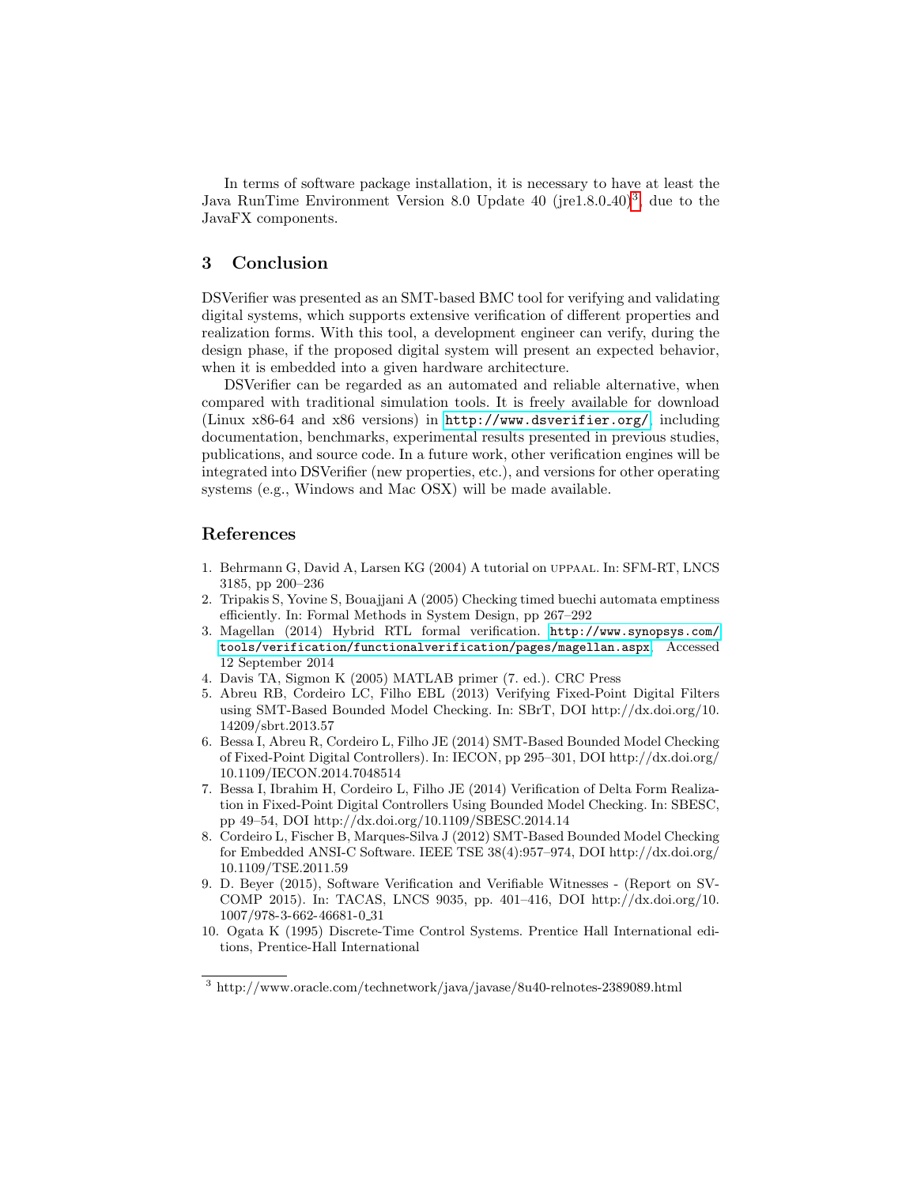In terms of software package installation, it is necessary to have at least the Java RunTime Environment Version 8.0 Update 40 (jre1.8.0_40)[3], due to the JavaFX components.

## 3 Conclusion

DSVerifier was presented as an SMT-based BMC tool for verifying and validating digital systems, which supports extensive verification of different properties and realization forms. With this tool, a development engineer can verify, during the design phase, if the proposed digital system will present an expected behavior, when it is embedded into a given hardware architecture.

DSVerifier can be regarded as an automated and reliable alternative, when compared with traditional simulation tools. It is freely available for download (Linux x86-64 and x86 versions) in http://www.dsverifier.org/, including documentation, benchmarks, experimental results presented in previous studies, publications, and source code. In a future work, other verification engines will be integrated into DSVerifier (new properties, etc.), and versions for other operating systems (e.g., Windows and Mac OSX) will be made available.

## References

1. Behrmann G, David A, Larsen KG (2004) A tutorial on UPPAAL. In: SFM-RT, LNCS 3185, pp 200–236
2. Tripakis S, Yovine S, Bouajjani A (2005) Checking timed buechi automata emptiness efficiently. In: Formal Methods in System Design, pp 267–292
3. Magellan (2014) Hybrid RTL formal verification. http://www.synopsys.com/tools/verification/functionalverification/pages/magellan.aspx. Accessed 12 September 2014
4. Davis TA, Sigmon K (2005) MATLAB primer (7. ed.). CRC Press
5. Abreu RB, Cordeiro LC, Filho EBL (2013) Verifying Fixed-Point Digital Filters using SMT-Based Bounded Model Checking. In: SBrT, DOI http://dx.doi.org/10.14209/sbrt.2013.57
6. Bessa I, Abreu R, Cordeiro L, Filho JE (2014) SMT-Based Bounded Model Checking of Fixed-Point Digital Controllers). In: IECON, pp 295–301, DOI http://dx.doi.org/10.1109/IECON.2014.7048514
7. Bessa I, Ibrahim H, Cordeiro L, Filho JE (2014) Verification of Delta Form Realization in Fixed-Point Digital Controllers Using Bounded Model Checking. In: SBESC, pp 49–54, DOI http://dx.doi.org/10.1109/SBESC.2014.14
8. Cordeiro L, Fischer B, Marques-Silva J (2012) SMT-Based Bounded Model Checking for Embedded ANSI-C Software. IEEE TSE 38(4):957–974, DOI http://dx.doi.org/10.1109/TSE.2011.59
9. D. Beyer (2015), Software Verification and Verifiable Witnesses - (Report on SV-COMP 2015). In: TACAS, LNCS 9035, pp. 401–416, DOI http://dx.doi.org/10.1007/978-3-662-46681-0_31
10. Ogata K (1995) Discrete-Time Control Systems. Prentice Hall International editions, Prentice-Hall International

[3] http://www.oracle.com/technetwork/java/javase/8u40-relnotes-2389089.html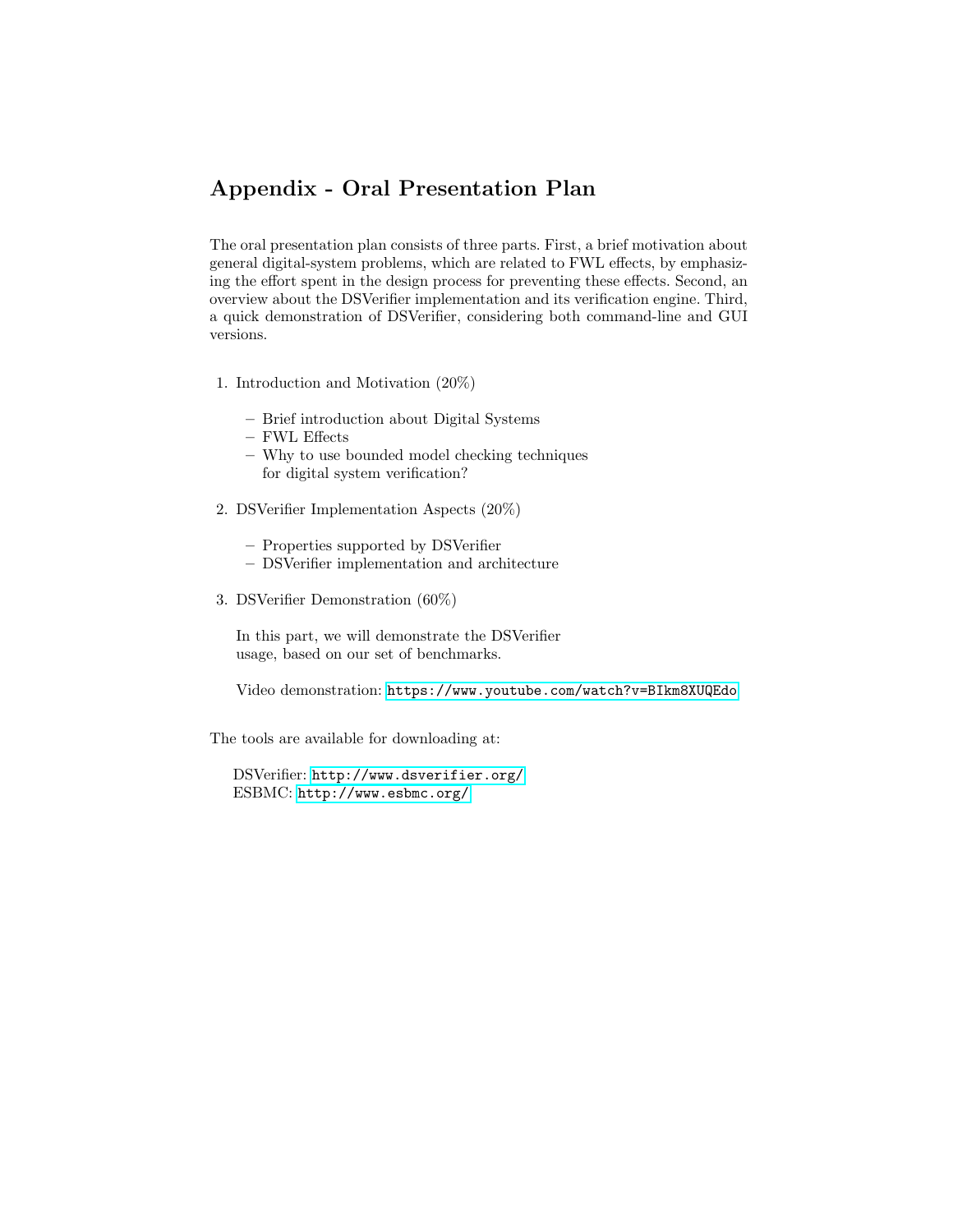## Appendix - Oral Presentation Plan

The oral presentation plan consists of three parts. First, a brief motivation about general digital-system problems, which are related to FWL effects, by emphasizing the effort spent in the design process for preventing these effects. Second, an overview about the DSVerifier implementation and its verification engine. Third, a quick demonstration of DSVerifier, considering both command-line and GUI versions.

1. Introduction and Motivation (20%)
   - Brief introduction about Digital Systems
   - FWL Effects
   - Why to use bounded model checking techniques for digital system verification?
2. DSVerifier Implementation Aspects (20%)
   - Properties supported by DSVerifier
   - DSVerifier implementation and architecture
3. DSVerifier Demonstration (60%)

   In this part, we will demonstrate the DSVerifier usage, based on our set of benchmarks.

   Video demonstration: https://www.youtube.com/watch?v=BIkm8XUQEdo

The tools are available for downloading at:

DSVerifier: http://www.dsverifier.org/
ESBMC: http://www.esbmc.org/